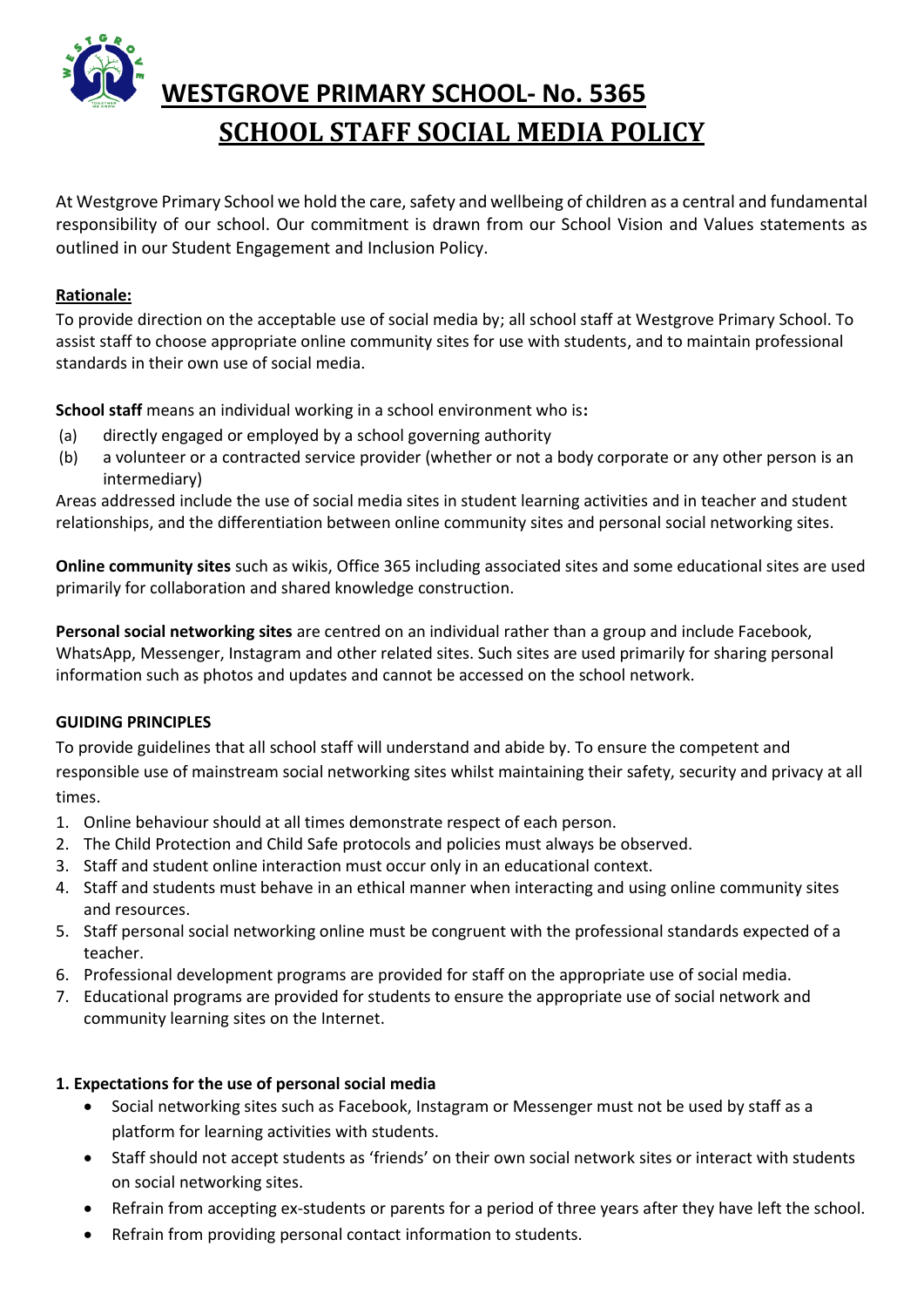# WESTGROVE PRIMARY SCHOOL- No. 5365

# SCHOOL STAFF SOCIAL MEDIA POLICY

At Westgrove Primary School we hold the care, safety and wellbeing of children as a central and fundamental responsibility of our school. Our commitment is drawn from our School Vision and Values statements as outlined in our Student Engagement and Inclusion Policy.

**Rationale:**

To provide direction on the acceptable use of social media by; all school staff at Westgrove Primary School. To assist staff to choose appropriate online community sites for use with students, and to maintain professional standards in their own use of social media.

**School staff** means an individual working in a school environment who is**:**

(a) directly engaged or employed by a school governing authority
(b) a volunteer or a contracted service provider (whether or not a body corporate or any other person is an intermediary)

Areas addressed include the use of social media sites in student learning activities and in teacher and student relationships, and the differentiation between online community sites and personal social networking sites.

**Online community sites** such as wikis, Office 365 including associated sites and some educational sites are used primarily for collaboration and shared knowledge construction.

**Personal social networking sites** are centred on an individual rather than a group and include Facebook, WhatsApp, Messenger, Instagram and other related sites. Such sites are used primarily for sharing personal information such as photos and updates and cannot be accessed on the school network.

**GUIDING PRINCIPLES**

To provide guidelines that all school staff will understand and abide by. To ensure the competent and responsible use of mainstream social networking sites whilst maintaining their safety, security and privacy at all times.

1. Online behaviour should at all times demonstrate respect of each person.
2. The Child Protection and Child Safe protocols and policies must always be observed.
3. Staff and student online interaction must occur only in an educational context.
4. Staff and students must behave in an ethical manner when interacting and using online community sites and resources.
5. Staff personal social networking online must be congruent with the professional standards expected of a teacher.
6. Professional development programs are provided for staff on the appropriate use of social media.
7. Educational programs are provided for students to ensure the appropriate use of social network and community learning sites on the Internet.

**1. Expectations for the use of personal social media**

- Social networking sites such as Facebook, Instagram or Messenger must not be used by staff as a platform for learning activities with students.
- Staff should not accept students as 'friends' on their own social network sites or interact with students on social networking sites.
- Refrain from accepting ex-students or parents for a period of three years after they have left the school.
- Refrain from providing personal contact information to students.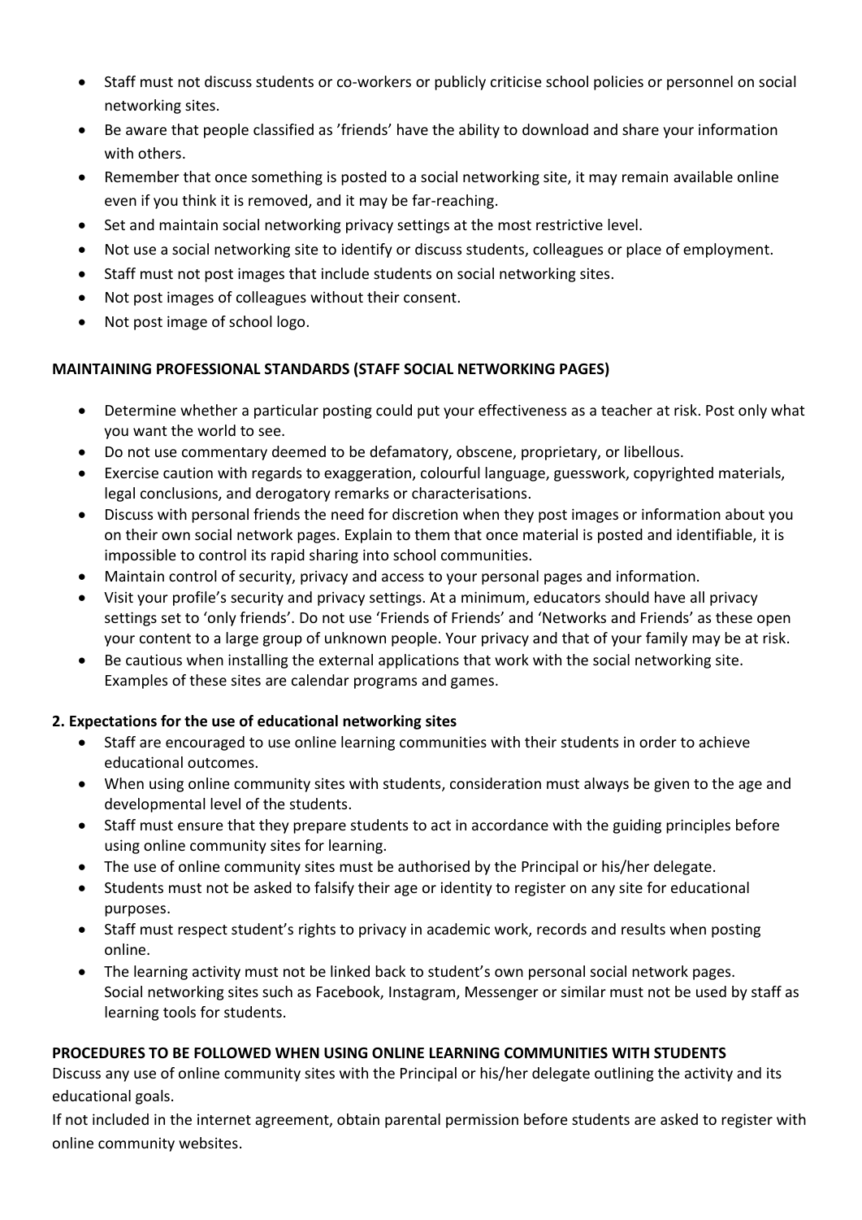- Staff must not discuss students or co-workers or publicly criticise school policies or personnel on social networking sites.
- Be aware that people classified as 'friends' have the ability to download and share your information with others.
- Remember that once something is posted to a social networking site, it may remain available online even if you think it is removed, and it may be far-reaching.
- Set and maintain social networking privacy settings at the most restrictive level.
- Not use a social networking site to identify or discuss students, colleagues or place of employment.
- Staff must not post images that include students on social networking sites.
- Not post images of colleagues without their consent.
- Not post image of school logo.

**MAINTAINING PROFESSIONAL STANDARDS (STAFF SOCIAL NETWORKING PAGES)**

- Determine whether a particular posting could put your effectiveness as a teacher at risk. Post only what you want the world to see.
- Do not use commentary deemed to be defamatory, obscene, proprietary, or libellous.
- Exercise caution with regards to exaggeration, colourful language, guesswork, copyrighted materials, legal conclusions, and derogatory remarks or characterisations.
- Discuss with personal friends the need for discretion when they post images or information about you on their own social network pages. Explain to them that once material is posted and identifiable, it is impossible to control its rapid sharing into school communities.
- Maintain control of security, privacy and access to your personal pages and information.
- Visit your profile's security and privacy settings. At a minimum, educators should have all privacy settings set to 'only friends'. Do not use 'Friends of Friends' and 'Networks and Friends' as these open your content to a large group of unknown people. Your privacy and that of your family may be at risk.
- Be cautious when installing the external applications that work with the social networking site. Examples of these sites are calendar programs and games.

**2. Expectations for the use of educational networking sites**

- Staff are encouraged to use online learning communities with their students in order to achieve educational outcomes.
- When using online community sites with students, consideration must always be given to the age and developmental level of the students.
- Staff must ensure that they prepare students to act in accordance with the guiding principles before using online community sites for learning.
- The use of online community sites must be authorised by the Principal or his/her delegate.
- Students must not be asked to falsify their age or identity to register on any site for educational purposes.
- Staff must respect student's rights to privacy in academic work, records and results when posting online.
- The learning activity must not be linked back to student's own personal social network pages. Social networking sites such as Facebook, Instagram, Messenger or similar must not be used by staff as learning tools for students.

**PROCEDURES TO BE FOLLOWED WHEN USING ONLINE LEARNING COMMUNITIES WITH STUDENTS**

Discuss any use of online community sites with the Principal or his/her delegate outlining the activity and its educational goals.

If not included in the internet agreement, obtain parental permission before students are asked to register with online community websites.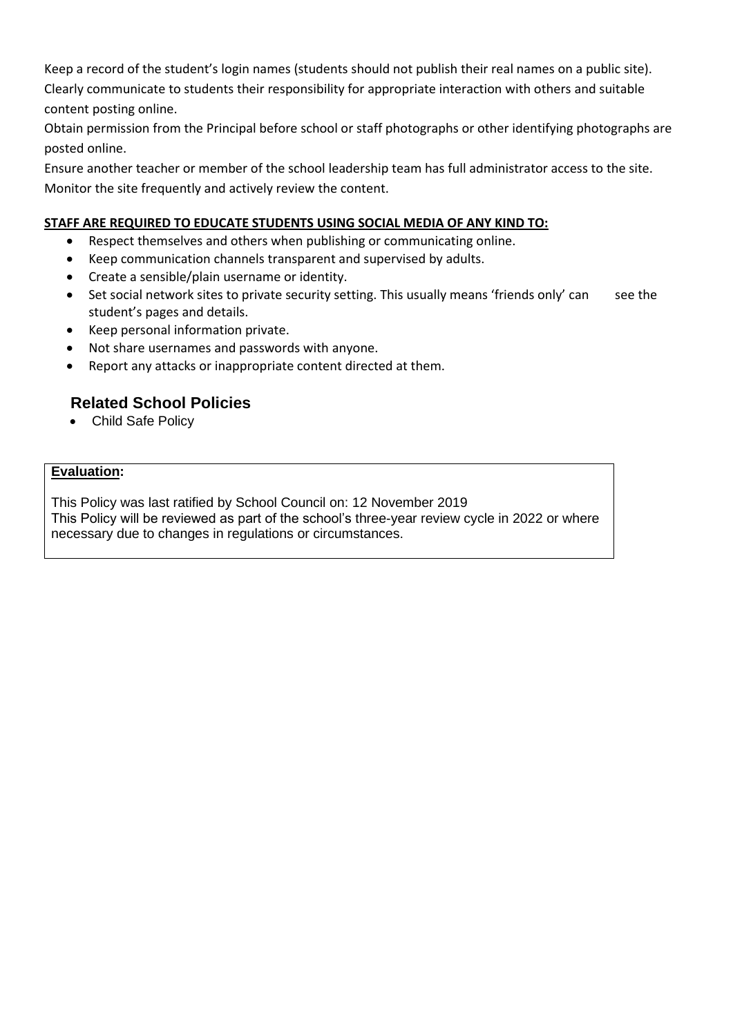Keep a record of the student's login names (students should not publish their real names on a public site).

Clearly communicate to students their responsibility for appropriate interaction with others and suitable content posting online.

Obtain permission from the Principal before school or staff photographs or other identifying photographs are posted online.

Ensure another teacher or member of the school leadership team has full administrator access to the site.

Monitor the site frequently and actively review the content.

**STAFF ARE REQUIRED TO EDUCATE STUDENTS USING SOCIAL MEDIA OF ANY KIND TO:**

- Respect themselves and others when publishing or communicating online.
- Keep communication channels transparent and supervised by adults.
- Create a sensible/plain username or identity.
- Set social network sites to private security setting. This usually means 'friends only' can see the student's pages and details.
- Keep personal information private.
- Not share usernames and passwords with anyone.
- Report any attacks or inappropriate content directed at them.

## Related School Policies

- Child Safe Policy

**Evaluation:**

This Policy was last ratified by School Council on: 12 November 2019

This Policy will be reviewed as part of the school's three-year review cycle in 2022 or where necessary due to changes in regulations or circumstances.